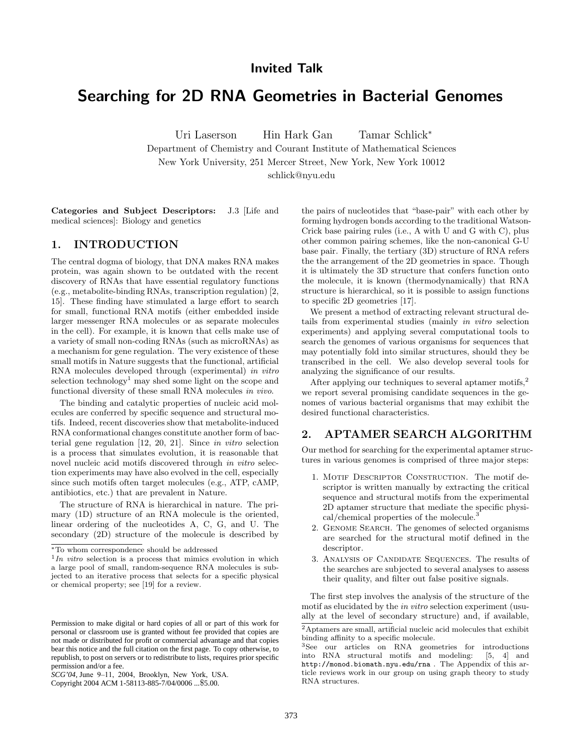**Invited Talk**

# Searching for 2D RNA Geometries in Bacterial Genomes

Uri Laserson   Hin Hark Gan   Tamar Schlick*

Department of Chemistry and Courant Institute of Mathematical Sciences
New York University, 251 Mercer Street, New York, New York 10012
schlick@nyu.edu

**Categories and Subject Descriptors:** J.3 [Life and medical sciences]: Biology and genetics

## 1. INTRODUCTION

The central dogma of biology, that DNA makes RNA makes protein, was again shown to be outdated with the recent discovery of RNAs that have essential regulatory functions (e.g., metabolite-binding RNAs, transcription regulation) [2, 15]. These finding have stimulated a large effort to search for small, functional RNA motifs (either embedded inside larger messenger RNA molecules or as separate molecules in the cell). For example, it is known that cells make use of a variety of small non-coding RNAs (such as microRNAs) as a mechanism for gene regulation. The very existence of these small motifs in Nature suggests that the functional, artificial RNA molecules developed through (experimental) *in vitro* selection technology[1] may shed some light on the scope and functional diversity of these small RNA molecules *in vivo*.

The binding and catalytic properties of nucleic acid molecules are conferred by specific sequence and structural motifs. Indeed, recent discoveries show that metabolite-induced RNA conformational changes constitute another form of bacterial gene regulation [12, 20, 21]. Since *in vitro* selection is a process that simulates evolution, it is reasonable that novel nucleic acid motifs discovered through *in vitro* selection experiments may have also evolved in the cell, especially since such motifs often target molecules (e.g., ATP, cAMP, antibiotics, etc.) that are prevalent in Nature.

The structure of RNA is hierarchical in nature. The primary (1D) structure of an RNA molecule is the oriented, linear ordering of the nucleotides A, C, G, and U. The secondary (2D) structure of the molecule is described by the pairs of nucleotides that "base-pair" with each other by forming hydrogen bonds according to the traditional Watson-Crick base pairing rules (i.e., A with U and G with C), plus other common pairing schemes, like the non-canonical G-U base pair. Finally, the tertiary (3D) structure of RNA refers the the arrangement of the 2D geometries in space. Though it is ultimately the 3D structure that confers function onto the molecule, it is known (thermodynamically) that RNA structure is hierarchical, so it is possible to assign functions to specific 2D geometries [17].

We present a method of extracting relevant structural details from experimental studies (mainly *in vitro* selection experiments) and applying several computational tools to search the genomes of various organisms for sequences that may potentially fold into similar structures, should they be transcribed in the cell. We also develop several tools for analyzing the significance of our results.

After applying our techniques to several aptamer motifs,[2] we report several promising candidate sequences in the genomes of various bacterial organisms that may exhibit the desired functional characteristics.

## 2. APTAMER SEARCH ALGORITHM

Our method for searching for the experimental aptamer structures in various genomes is comprised of three major steps:

1. Motif Descriptor Construction. The motif descriptor is written manually by extracting the critical sequence and structural motifs from the experimental 2D aptamer structure that mediate the specific physical/chemical properties of the molecule.[3]
2. Genome Search. The genomes of selected organisms are searched for the structural motif defined in the descriptor.
3. Analysis of Candidate Sequences. The results of the searches are subjected to several analyses to assess their quality, and filter out false positive signals.

The first step involves the analysis of the structure of the motif as elucidated by the *in vitro* selection experiment (usually at the level of secondary structure) and, if available,

*To whom correspondence should be addressed

[1] *In vitro* selection is a process that mimics evolution in which a large pool of small, random-sequence RNA molecules is subjected to an iterative process that selects for a specific physical or chemical property; see [19] for a review.

[2] Aptamers are small, artificial nucleic acid molecules that exhibit binding affinity to a specific molecule.

[3] See our articles on RNA geometries for introductions into RNA structural motifs and modeling: [5, 4] and http://monod.biomath.nyu.edu/rna . The Appendix of this article reviews work in our group on using graph theory to study RNA structures.

Permission to make digital or hard copies of all or part of this work for personal or classroom use is granted without fee provided that copies are not made or distributed for profit or commercial advantage and that copies bear this notice and the full citation on the first page. To copy otherwise, to republish, to post on servers or to redistribute to lists, requires prior specific permission and/or a fee.
*SCG'04*, June 9–11, 2004, Brooklyn, New York, USA.
Copyright 2004 ACM 1-58113-885-7/04/0006 ...$5.00.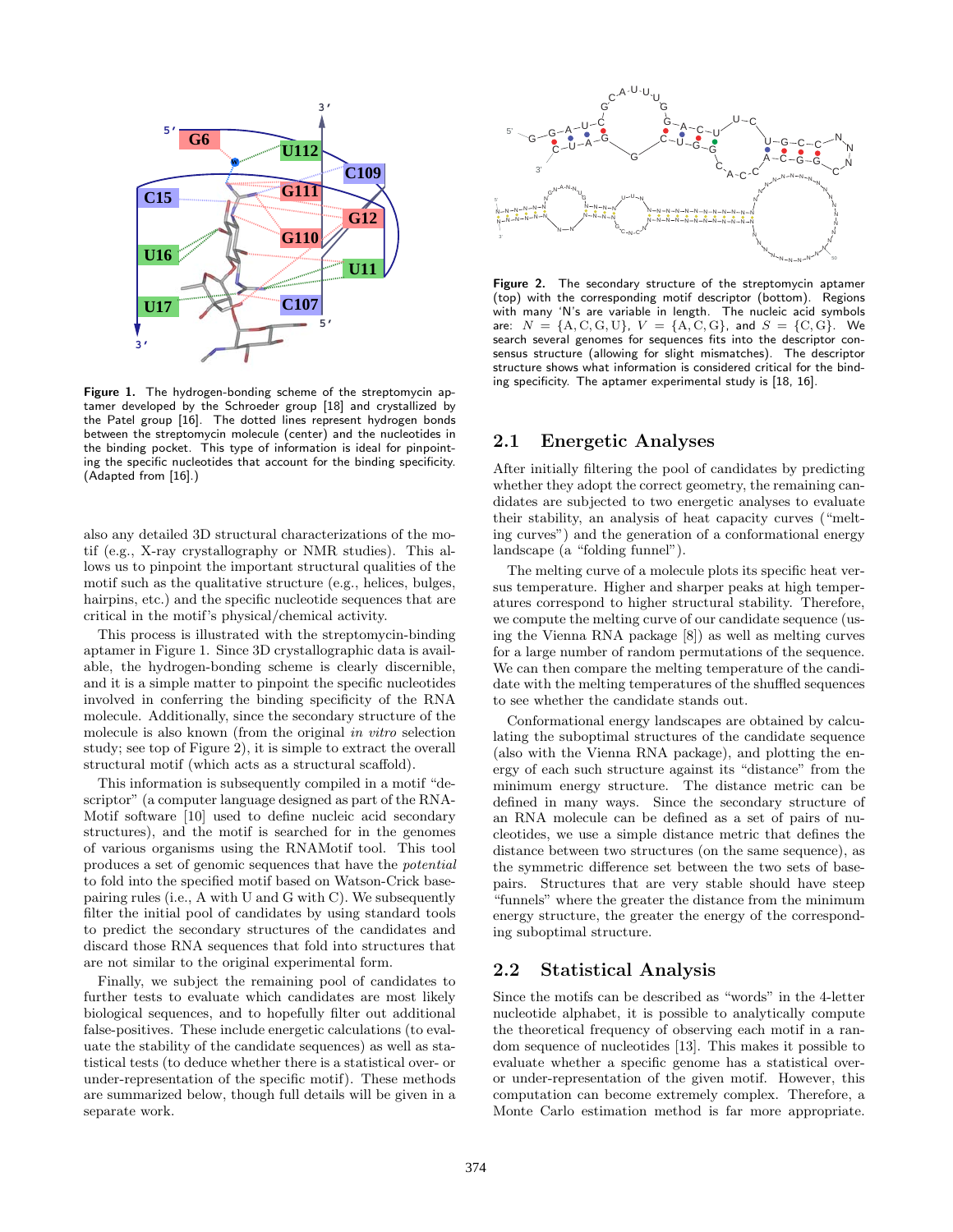Figure 1. The hydrogen-bonding scheme of the streptomycin aptamer developed by the Schroeder group [18] and crystallized by the Patel group [16]. The dotted lines represent hydrogen bonds between the streptomycin molecule (center) and the nucleotides in the binding pocket. This type of information is ideal for pinpointing the specific nucleotides that account for the binding specificity. (Adapted from [16].)

also any detailed 3D structural characterizations of the motif (e.g., X-ray crystallography or NMR studies). This allows us to pinpoint the important structural qualities of the motif such as the qualitative structure (e.g., helices, bulges, hairpins, etc.) and the specific nucleotide sequences that are critical in the motif's physical/chemical activity.

This process is illustrated with the streptomycin-binding aptamer in Figure 1. Since 3D crystallographic data is available, the hydrogen-bonding scheme is clearly discernible, and it is a simple matter to pinpoint the specific nucleotides involved in conferring the binding specificity of the RNA molecule. Additionally, since the secondary structure of the molecule is also known (from the original *in vitro* selection study; see top of Figure 2), it is simple to extract the overall structural motif (which acts as a structural scaffold).

This information is subsequently compiled in a motif "descriptor" (a computer language designed as part of the RNAMotif software [10] used to define nucleic acid secondary structures), and the motif is searched for in the genomes of various organisms using the RNAMotif tool. This tool produces a set of genomic sequences that have the *potential* to fold into the specified motif based on Watson-Crick basepairing rules (i.e., A with U and G with C). We subsequently filter the initial pool of candidates by using standard tools to predict the secondary structures of the candidates and discard those RNA sequences that fold into structures that are not similar to the original experimental form.

Finally, we subject the remaining pool of candidates to further tests to evaluate which candidates are most likely biological sequences, and to hopefully filter out additional false-positives. These include energetic calculations (to evaluate the stability of the candidate sequences) as well as statistical tests (to deduce whether there is a statistical over- or under-representation of the specific motif). These methods are summarized below, though full details will be given in a separate work.

Figure 2. The secondary structure of the streptomycin aptamer (top) with the corresponding motif descriptor (bottom). Regions with many 'N's are variable in length. The nucleic acid symbols are: $N = \{A, C, G, U\}$, $V = \{A, C, G\}$, and $S = \{C, G\}$. We search several genomes for sequences fits into the descriptor consensus structure (allowing for slight mismatches). The descriptor structure shows what information is considered critical for the binding specificity. The aptamer experimental study is [18, 16].

## 2.1 Energetic Analyses

After initially filtering the pool of candidates by predicting whether they adopt the correct geometry, the remaining candidates are subjected to two energetic analyses to evaluate their stability, an analysis of heat capacity curves ("melting curves") and the generation of a conformational energy landscape (a "folding funnel").

The melting curve of a molecule plots its specific heat versus temperature. Higher and sharper peaks at high temperatures correspond to higher structural stability. Therefore, we compute the melting curve of our candidate sequence (using the Vienna RNA package [8]) as well as melting curves for a large number of random permutations of the sequence. We can then compare the melting temperature of the candidate with the melting temperatures of the shuffled sequences to see whether the candidate stands out.

Conformational energy landscapes are obtained by calculating the suboptimal structures of the candidate sequence (also with the Vienna RNA package), and plotting the energy of each such structure against its "distance" from the minimum energy structure. The distance metric can be defined in many ways. Since the secondary structure of an RNA molecule can be defined as a set of pairs of nucleotides, we use a simple distance metric that defines the distance between two structures (on the same sequence), as the symmetric difference set between the two sets of basepairs. Structures that are very stable should have steep "funnels" where the greater the distance from the minimum energy structure, the greater the energy of the corresponding suboptimal structure.

## 2.2 Statistical Analysis

Since the motifs can be described as "words" in the 4-letter nucleotide alphabet, it is possible to analytically compute the theoretical frequency of observing each motif in a random sequence of nucleotides [13]. This makes it possible to evaluate whether a specific genome has a statistical over- or under-representation of the given motif. However, this computation can become extremely complex. Therefore, a Monte Carlo estimation method is far more appropriate.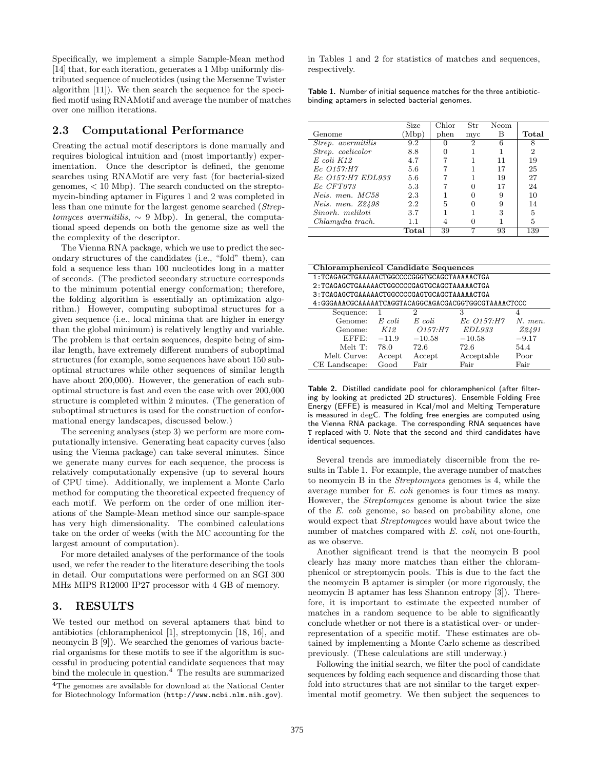Specifically, we implement a simple Sample-Mean method [14] that, for each iteration, generates a 1 Mbp uniformly distributed sequence of nucleotides (using the Mersenne Twister algorithm [11]). We then search the sequence for the specified motif using RNAMotif and average the number of matches over one million iterations.

## 2.3 Computational Performance

Creating the actual motif descriptors is done manually and requires biological intuition and (most importantly) experimentation. Once the descriptor is defined, the genome searches using RNAMotif are very fast (for bacterial-sized genomes, < 10 Mbp). The search conducted on the streptomycin-binding aptamer in Figures 1 and 2 was completed in less than one minute for the largest genome searched (*Streptomyces avermitilis*, ∼ 9 Mbp). In general, the computational speed depends on both the genome size as well the the complexity of the descriptor.

The Vienna RNA package, which we use to predict the secondary structures of the candidates (i.e., "fold" them), can fold a sequence less than 100 nucleotides long in a matter of seconds. (The predicted secondary structure corresponds to the minimum potential energy conformation; therefore, the folding algorithm is essentially an optimization algorithm.) However, computing suboptimal structures for a given sequence (i.e., local minima that are higher in energy than the global minimum) is relatively lengthy and variable. The problem is that certain sequences, despite being of similar length, have extremely different numbers of suboptimal structures (for example, some sequences have about 150 suboptimal structures while other sequences of similar length have about 200,000). However, the generation of each suboptimal structure is fast and even the case with over 200,000 structure is completed within 2 minutes. (The generation of suboptimal structures is used for the construction of conformational energy landscapes, discussed below.)

The screening analyses (step 3) we perform are more computationally intensive. Generating heat capacity curves (also using the Vienna package) can take several minutes. Since we generate many curves for each sequence, the process is relatively computationally expensive (up to several hours of CPU time). Additionally, we implement a Monte Carlo method for computing the theoretical expected frequency of each motif. We perform on the order of one million iterations of the Sample-Mean method since our sample-space has very high dimensionality. The combined calculations take on the order of weeks (with the MC accounting for the largest amount of computation).

For more detailed analyses of the performance of the tools used, we refer the reader to the literature describing the tools in detail. Our computations were performed on an SGI 300 MHz MIPS R12000 IP27 processor with 4 GB of memory.

# 3. RESULTS

We tested our method on several aptamers that bind to antibiotics (chloramphenicol [1], streptomycin [18, 16], and neomycin B [9]). We searched the genomes of various bacterial organisms for these motifs to see if the algorithm is successful in producing potential candidate sequences that may bind the molecule in question.[4] The results are summarized in Tables 1 and 2 for statistics of matches and sequences, respectively.

[4]The genomes are available for download at the National Center for Biotechnology Information (http://www.ncbi.nlm.nih.gov).

**Table 1.** Number of initial sequence matches for the three antibiotic-binding aptamers in selected bacterial genomes.

| Genome | Size (Mbp) | Chlor phen | Str myc | Neom B | **Total** |
|---|---|---|---|---|---|
| *Strep. avermitilis* | 9.2 | 0 | 2 | 6 | 8 |
| *Strep. coelicolor* | 8.8 | 0 | 1 | 1 | 2 |
| *E coli K12* | 4.7 | 7 | 1 | 11 | 19 |
| *Ec O157:H7* | 5.6 | 7 | 1 | 17 | 25 |
| *Ec O157:H7 EDL933* | 5.6 | 7 | 1 | 19 | 27 |
| *Ec CFT073* | 5.3 | 7 | 0 | 17 | 24 |
| *Neis. men. MC58* | 2.3 | 1 | 0 | 9 | 10 |
| *Neis. men. Z2498* | 2.2 | 5 | 0 | 9 | 14 |
| *Sinorh. meliloti* | 3.7 | 1 | 1 | 3 | 5 |
| *Chlamydia trach.* | 1.1 | 4 | 0 | 1 | 5 |
| | **Total** | 39 | 7 | 93 | 139 |

**Chloramphenicol Candidate Sequences**

```
1:TCAGAGCTGAAAAACTGGCCCCGGGTGCAGCTAAAAACTGA
2:TCAGAGCTGAAAAACTGGCCCCGAGTGCAGCTAAAAACTGA
3:TCAGAGCTGAAAAACTGGCCCCGAGTGCAGCTAAAAACTGA
4:GGGAAACGCAAAAATCAGGTACAGGCAGACGACGGTGGCGTAAAACTCCC
```

| Sequence: | 1 | 2 | 3 | 4 |
|---|---|---|---|---|
| Genome: | *E coli* | *E coli* | *Ec O157:H7* | *N. men.* |
| Genome: | *K12* | *O157:H7* | *EDL933* | *Z2491* |
| EFFE: | −11.9 | −10.58 | −10.58 | −9.17 |
| Melt T: | 78.0 | 72.6 | 72.6 | 54.4 |
| Melt Curve: | Accept | Accept | Acceptable | Poor |
| CE Landscape: | Good | Fair | Fair | Fair |

**Table 2.** Distilled candidate pool for chloramphenicol (after filtering by looking at predicted 2D structures). Ensemble Folding Free Energy (EFFE) is measured in Kcal/mol and Melting Temperature is measured in degC. The folding free energies are computed using the Vienna RNA package. The corresponding RNA sequences have T replaced with U. Note that the second and third candidates have identical sequences.

Several trends are immediately discernible from the results in Table 1. For example, the average number of matches to neomycin B in the *Streptomyces* genomes is 4, while the average number for *E. coli* genomes is four times as many. However, the *Streptomyces* genome is about twice the size of the *E. coli* genome, so based on probability alone, one would expect that *Streptomyces* would have about twice the number of matches compared with *E. coli*, not one-fourth, as we observe.

Another significant trend is that the neomycin B pool clearly has many more matches than either the chloramphenicol or streptomycin pools. This is due to the fact the the neomycin B aptamer is simpler (or more rigorously, the neomycin B aptamer has less Shannon entropy [3]). Therefore, it is important to estimate the expected number of matches in a random sequence to be able to significantly conclude whether or not there is a statistical over- or underrepresentation of a specific motif. These estimates are obtained by implementing a Monte Carlo scheme as described previously. (These calculations are still underway.)

Following the initial search, we filter the pool of candidate sequences by folding each sequence and discarding those that fold into structures that are not similar to the target experimental motif geometry. We then subject the sequences to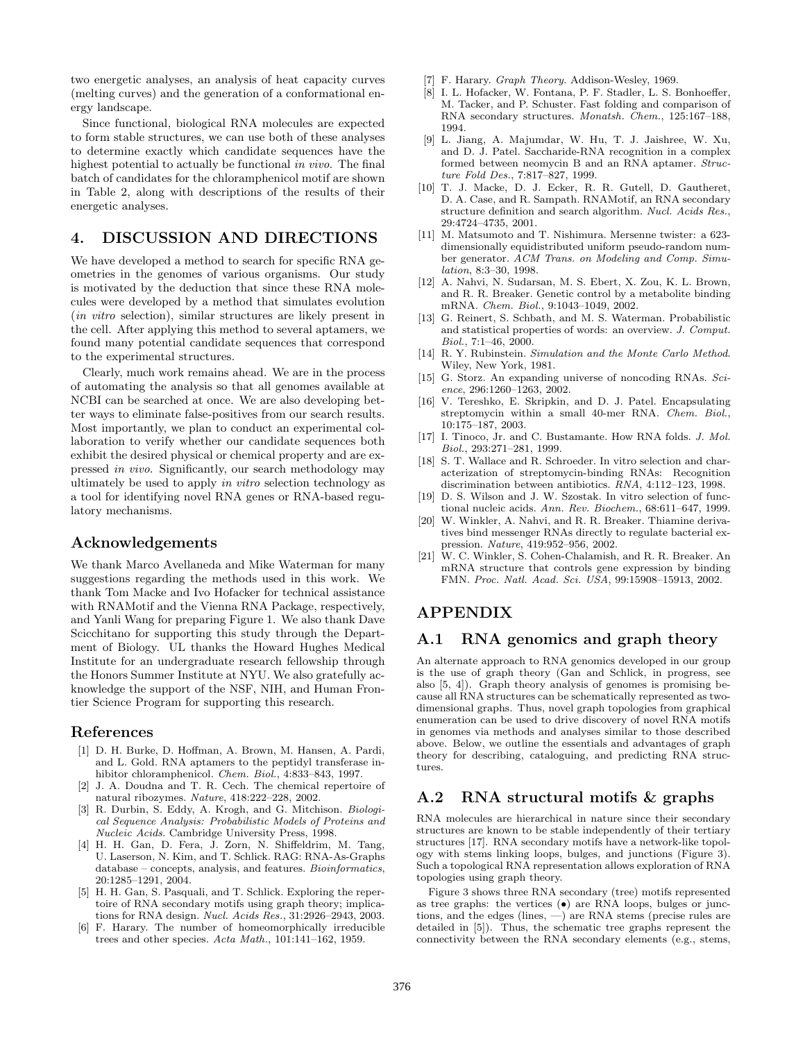two energetic analyses, an analysis of heat capacity curves (melting curves) and the generation of a conformational energy landscape.

Since functional, biological RNA molecules are expected to form stable structures, we can use both of these analyses to determine exactly which candidate sequences have the highest potential to actually be functional *in vivo*. The final batch of candidates for the chloramphenicol motif are shown in Table 2, along with descriptions of the results of their energetic analyses.

## 4. DISCUSSION AND DIRECTIONS

We have developed a method to search for specific RNA geometries in the genomes of various organisms. Our study is motivated by the deduction that since these RNA molecules were developed by a method that simulates evolution (*in vitro* selection), similar structures are likely present in the cell. After applying this method to several aptamers, we found many potential candidate sequences that correspond to the experimental structures.

Clearly, much work remains ahead. We are in the process of automating the analysis so that all genomes available at NCBI can be searched at once. We are also developing better ways to eliminate false-positives from our search results. Most importantly, we plan to conduct an experimental collaboration to verify whether our candidate sequences both exhibit the desired physical or chemical property and are expressed *in vivo*. Significantly, our search methodology may ultimately be used to apply *in vitro* selection technology as a tool for identifying novel RNA genes or RNA-based regulatory mechanisms.

## Acknowledgements

We thank Marco Avellaneda and Mike Waterman for many suggestions regarding the methods used in this work. We thank Tom Macke and Ivo Hofacker for technical assistance with RNAMotif and the Vienna RNA Package, respectively, and Yanli Wang for preparing Figure 1. We also thank Dave Scicchitano for supporting this study through the Department of Biology. UL thanks the Howard Hughes Medical Institute for an undergraduate research fellowship through the Honors Summer Institute at NYU. We also gratefully acknowledge the support of the NSF, NIH, and Human Frontier Science Program for supporting this research.

## References

[1] D. H. Burke, D. Hoffman, A. Brown, M. Hansen, A. Pardi, and L. Gold. RNA aptamers to the peptidyl transferase inhibitor chloramphenicol. *Chem. Biol.*, 4:833–843, 1997.

[2] J. A. Doudna and T. R. Cech. The chemical repertoire of natural ribozymes. *Nature*, 418:222–228, 2002.

[3] R. Durbin, S. Eddy, A. Krogh, and G. Mitchison. *Biological Sequence Analysis: Probabilistic Models of Proteins and Nucleic Acids.* Cambridge University Press, 1998.

[4] H. H. Gan, D. Fera, J. Zorn, N. Shiffeldrim, M. Tang, U. Laserson, N. Kim, and T. Schlick. RAG: RNA-As-Graphs database – concepts, analysis, and features. *Bioinformatics*, 20:1285–1291, 2004.

[5] H. H. Gan, S. Pasquali, and T. Schlick. Exploring the repertoire of RNA secondary motifs using graph theory; implications for RNA design. *Nucl. Acids Res.*, 31:2926–2943, 2003.

[6] F. Harary. The number of homeomorphically irreducible trees and other species. *Acta Math.*, 101:141–162, 1959.

[7] F. Harary. *Graph Theory.* Addison-Wesley, 1969.

[8] I. L. Hofacker, W. Fontana, P. F. Stadler, L. S. Bonhoeffer, M. Tacker, and P. Schuster. Fast folding and comparison of RNA secondary structures. *Monatsh. Chem.*, 125:167–188, 1994.

[9] L. Jiang, A. Majumdar, W. Hu, T. J. Jaishree, W. Xu, and D. J. Patel. Saccharide-RNA recognition in a complex formed between neomycin B and an RNA aptamer. *Structure Fold Des.*, 7:817–827, 1999.

[10] T. J. Macke, D. J. Ecker, R. R. Gutell, D. Gautheret, D. A. Case, and R. Sampath. RNAMotif, an RNA secondary structure definition and search algorithm. *Nucl. Acids Res.*, 29:4724–4735, 2001.

[11] M. Matsumoto and T. Nishimura. Mersenne twister: a 623-dimensionally equidistributed uniform pseudo-random number generator. *ACM Trans. on Modeling and Comp. Simulation*, 8:3–30, 1998.

[12] A. Nahvi, N. Sudarsan, M. S. Ebert, X. Zou, K. L. Brown, and R. R. Breaker. Genetic control by a metabolite binding mRNA. *Chem. Biol.*, 9:1043–1049, 2002.

[13] G. Reinert, S. Schbath, and M. S. Waterman. Probabilistic and statistical properties of words: an overview. *J. Comput. Biol.*, 7:1–46, 2000.

[14] R. Y. Rubinstein. *Simulation and the Monte Carlo Method*. Wiley, New York, 1981.

[15] G. Storz. An expanding universe of noncoding RNAs. *Science*, 296:1260–1263, 2002.

[16] V. Tereshko, E. Skripkin, and D. J. Patel. Encapsulating streptomycin within a small 40-mer RNA. *Chem. Biol.*, 10:175–187, 2003.

[17] I. Tinoco, Jr. and C. Bustamante. How RNA folds. *J. Mol. Biol.*, 293:271–281, 1999.

[18] S. T. Wallace and R. Schroeder. In vitro selection and characterization of streptomycin-binding RNAs: Recognition discrimination between antibiotics. *RNA*, 4:112–123, 1998.

[19] D. S. Wilson and J. W. Szostak. In vitro selection of functional nucleic acids. *Ann. Rev. Biochem.*, 68:611–647, 1999.

[20] W. Winkler, A. Nahvi, and R. R. Breaker. Thiamine derivatives bind messenger RNAs directly to regulate bacterial expression. *Nature*, 419:952–956, 2002.

[21] W. C. Winkler, S. Cohen-Chalamish, and R. R. Breaker. An mRNA structure that controls gene expression by binding FMN. *Proc. Natl. Acad. Sci. USA*, 99:15908–15913, 2002.

## APPENDIX

## A.1 RNA genomics and graph theory

An alternate approach to RNA genomics developed in our group is the use of graph theory (Gan and Schlick, in progress, see also [5, 4]). Graph theory analysis of genomes is promising because all RNA structures can be schematically represented as two-dimensional graphs. Thus, novel graph topologies from graphical enumeration can be used to drive discovery of novel RNA motifs in genomes via methods and analyses similar to those described above. Below, we outline the essentials and advantages of graph theory for describing, cataloguing, and predicting RNA structures.

## A.2 RNA structural motifs & graphs

RNA molecules are hierarchical in nature since their secondary structures are known to be stable independently of their tertiary structures [17]. RNA secondary motifs have a network-like topology with stems linking loops, bulges, and junctions (Figure 3). Such a topological RNA representation allows exploration of RNA topologies using graph theory.

Figure 3 shows three RNA secondary (tree) motifs represented as tree graphs: the vertices (•) are RNA loops, bulges or junctions, and the edges (lines, —) are RNA stems (precise rules are detailed in [5]). Thus, the schematic tree graphs represent the connectivity between the RNA secondary elements (e.g., stems,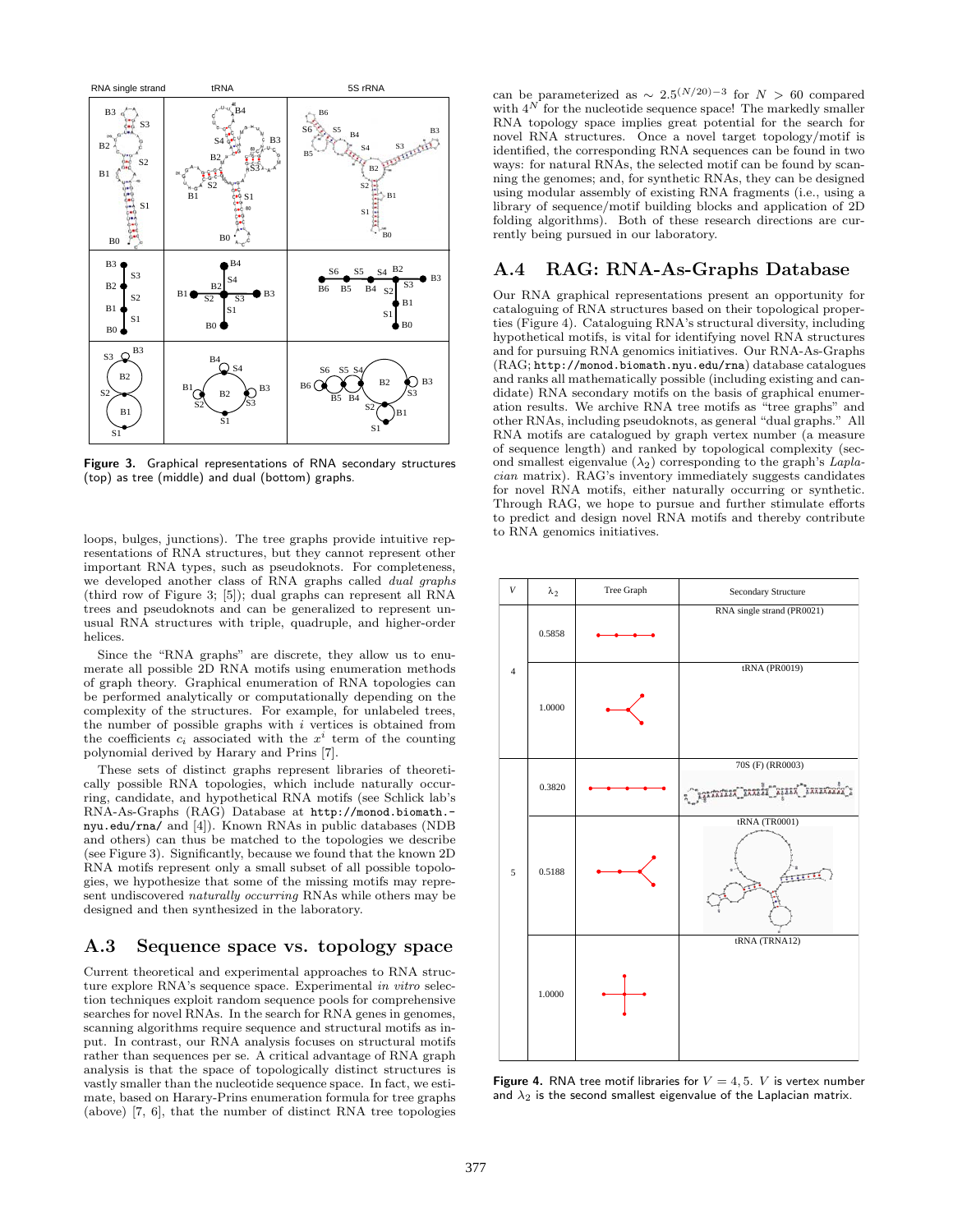Figure 3. Graphical representations of RNA secondary structures (top) as tree (middle) and dual (bottom) graphs.

loops, bulges, junctions). The tree graphs provide intuitive representations of RNA structures, but they cannot represent other important RNA types, such as pseudoknots. For completeness, we developed another class of RNA graphs called *dual graphs* (third row of Figure 3; [5]); dual graphs can represent all RNA trees and pseudoknots and can be generalized to represent unusual RNA structures with triple, quadruple, and higher-order helices.

Since the "RNA graphs" are discrete, they allow us to enumerate all possible 2D RNA motifs using enumeration methods of graph theory. Graphical enumeration of RNA topologies can be performed analytically or computationally depending on the complexity of the structures. For example, for unlabeled trees, the number of possible graphs with $i$ vertices is obtained from the coefficients $c_i$ associated with the $x^i$ term of the counting polynomial derived by Harary and Prins [7].

These sets of distinct graphs represent libraries of theoretically possible RNA topologies, which include naturally occurring, candidate, and hypothetical RNA motifs (see Schlick lab's RNA-As-Graphs (RAG) Database at http://monod.biomath.-nyu.edu/rna/ and [4]). Known RNAs in public databases (NDB and others) can thus be matched to the topologies we describe (see Figure 3). Significantly, because we found that the known 2D RNA motifs represent only a small subset of all possible topologies, we hypothesize that some of the missing motifs may represent undiscovered *naturally occurring* RNAs while others may be designed and then synthesized in the laboratory.

## A.3 Sequence space vs. topology space

Current theoretical and experimental approaches to RNA structure explore RNA's sequence space. Experimental *in vitro* selection techniques exploit random sequence pools for comprehensive searches for novel RNAs. In the search for RNA genes in genomes, scanning algorithms require sequence and structural motifs as input. In contrast, our RNA analysis focuses on structural motifs rather than sequences per se. A critical advantage of RNA graph analysis is that the space of topologically distinct structures is vastly smaller than the nucleotide sequence space. In fact, we estimate, based on Harary-Prins enumeration formula for tree graphs (above) [7, 6], that the number of distinct RNA tree topologies can be parameterized as $\sim 2.5^{(N/20)-3}$ for $N > 60$ compared with $4^N$ for the nucleotide sequence space! The markedly smaller RNA topology space implies great potential for the search for novel RNA structures. Once a novel target topology/motif is identified, the corresponding RNA sequences can be found in two ways: for natural RNAs, the selected motif can be found by scanning the genomes; and, for synthetic RNAs, they can be designed using modular assembly of existing RNA fragments (i.e., using a library of sequence/motif building blocks and application of 2D folding algorithms). Both of these research directions are currently being pursued in our laboratory.

## A.4 RAG: RNA-As-Graphs Database

Our RNA graphical representations present an opportunity for cataloguing of RNA structures based on their topological properties (Figure 4). Cataloguing RNA's structural diversity, including hypothetical motifs, is vital for identifying novel RNA structures and for pursuing RNA genomics initiatives. Our RNA-As-Graphs (RAG; http://monod.biomath.nyu.edu/rna) database catalogues and ranks all mathematically possible (including existing and candidate) RNA secondary motifs on the basis of graphical enumeration results. We archive RNA tree motifs as "tree graphs" and other RNAs, including pseudoknots, as general "dual graphs." All RNA motifs are catalogued by graph vertex number (a measure of sequence length) and ranked by topological complexity (second smallest eigenvalue ($\lambda_2$) corresponding to the graph's *Laplacian* matrix). RAG's inventory immediately suggests candidates for novel RNA motifs, either naturally occurring or synthetic. Through RAG, we hope to pursue and further stimulate efforts to predict and design novel RNA motifs and thereby contribute to RNA genomics initiatives.

| V | $\lambda_2$ | Tree Graph | Secondary Structure |
|---|---|---|---|
| 4 | 0.5858 | | RNA single strand (PR0021) |
| | 1.0000 | | tRNA (PR0019) |
| 5 | 0.3820 | | 70S (F) (RR0003) |
| | 0.5188 | | tRNA (TR0001) |
| | 1.0000 | | tRNA (TRNA12) |

Figure 4. RNA tree motif libraries for $V = 4, 5$. $V$ is vertex number and $\lambda_2$ is the second smallest eigenvalue of the Laplacian matrix.